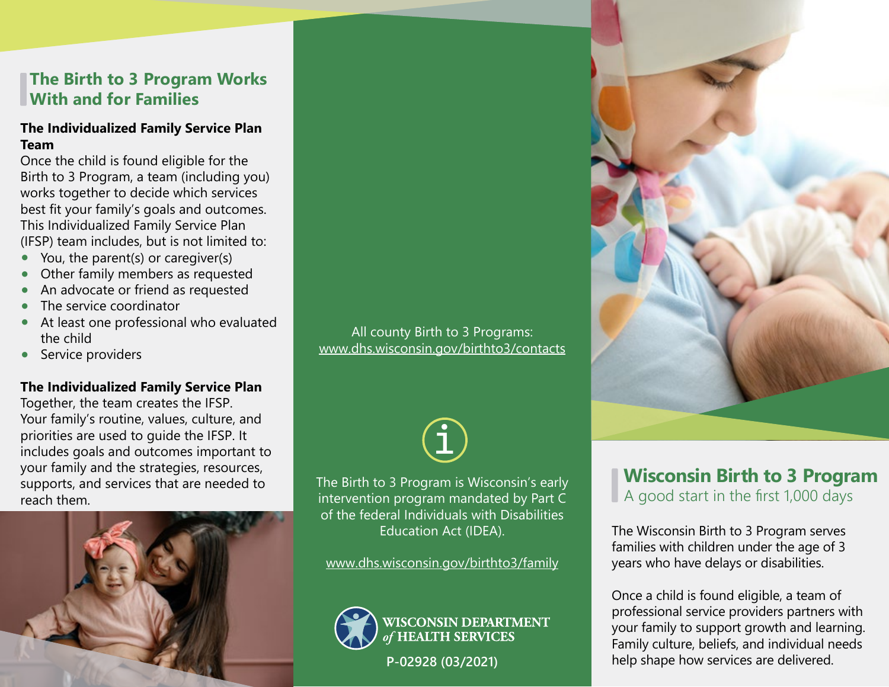## The Birth to 3 Program Works With and for Families

**The Individualized Family Service Plan Team**

Once the child is found eligible for the Birth to 3 Program, a team (including you) works together to decide which services best fit your family's goals and outcomes. This Individualized Family Service Plan (IFSP) team includes, but is not limited to:

- You, the parent(s) or caregiver(s)
- Other family members as requested
- An advocate or friend as requested
- The service coordinator
- At least one professional who evaluated the child
- Service providers

**The Individualized Family Service Plan**

Together, the team creates the IFSP. Your family's routine, values, culture, and priorities are used to guide the IFSP. It includes goals and outcomes important to your family and the strategies, resources, supports, and services that are needed to reach them.

All county Birth to 3 Programs:
www.dhs.wisconsin.gov/birthto3/contacts

The Birth to 3 Program is Wisconsin's early intervention program mandated by Part C of the federal Individuals with Disabilities Education Act (IDEA).

www.dhs.wisconsin.gov/birthto3/family

WISCONSIN DEPARTMENT *of* HEALTH SERVICES

P-02928 (03/2021)

## Wisconsin Birth to 3 Program

A good start in the first 1,000 days

The Wisconsin Birth to 3 Program serves families with children under the age of 3 years who have delays or disabilities.

Once a child is found eligible, a team of professional service providers partners with your family to support growth and learning. Family culture, beliefs, and individual needs help shape how services are delivered.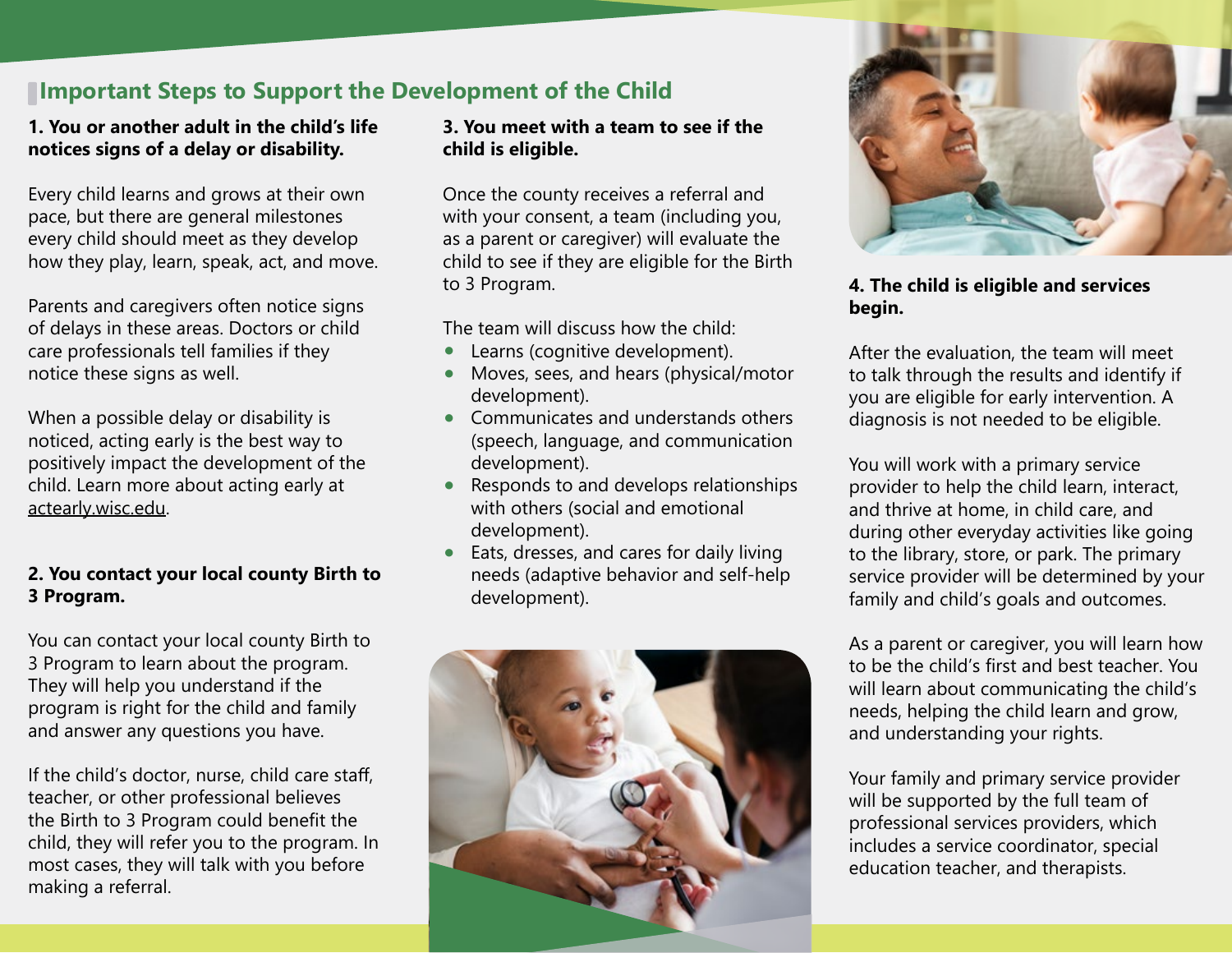## Important Steps to Support the Development of the Child

**1. You or another adult in the child's life notices signs of a delay or disability.**

Every child learns and grows at their own pace, but there are general milestones every child should meet as they develop how they play, learn, speak, act, and move.

Parents and caregivers often notice signs of delays in these areas. Doctors or child care professionals tell families if they notice these signs as well.

When a possible delay or disability is noticed, acting early is the best way to positively impact the development of the child. Learn more about acting early at actearly.wisc.edu.

**2. You contact your local county Birth to 3 Program.**

You can contact your local county Birth to 3 Program to learn about the program. They will help you understand if the program is right for the child and family and answer any questions you have.

If the child's doctor, nurse, child care staff, teacher, or other professional believes the Birth to 3 Program could benefit the child, they will refer you to the program. In most cases, they will talk with you before making a referral.

**3. You meet with a team to see if the child is eligible.**

Once the county receives a referral and with your consent, a team (including you, as a parent or caregiver) will evaluate the child to see if they are eligible for the Birth to 3 Program.

The team will discuss how the child:

- Learns (cognitive development).
- Moves, sees, and hears (physical/motor development).
- Communicates and understands others (speech, language, and communication development).
- Responds to and develops relationships with others (social and emotional development).
- Eats, dresses, and cares for daily living needs (adaptive behavior and self-help development).

**4. The child is eligible and services begin.**

After the evaluation, the team will meet to talk through the results and identify if you are eligible for early intervention. A diagnosis is not needed to be eligible.

You will work with a primary service provider to help the child learn, interact, and thrive at home, in child care, and during other everyday activities like going to the library, store, or park. The primary service provider will be determined by your family and child's goals and outcomes.

As a parent or caregiver, you will learn how to be the child's first and best teacher. You will learn about communicating the child's needs, helping the child learn and grow, and understanding your rights.

Your family and primary service provider will be supported by the full team of professional services providers, which includes a service coordinator, special education teacher, and therapists.